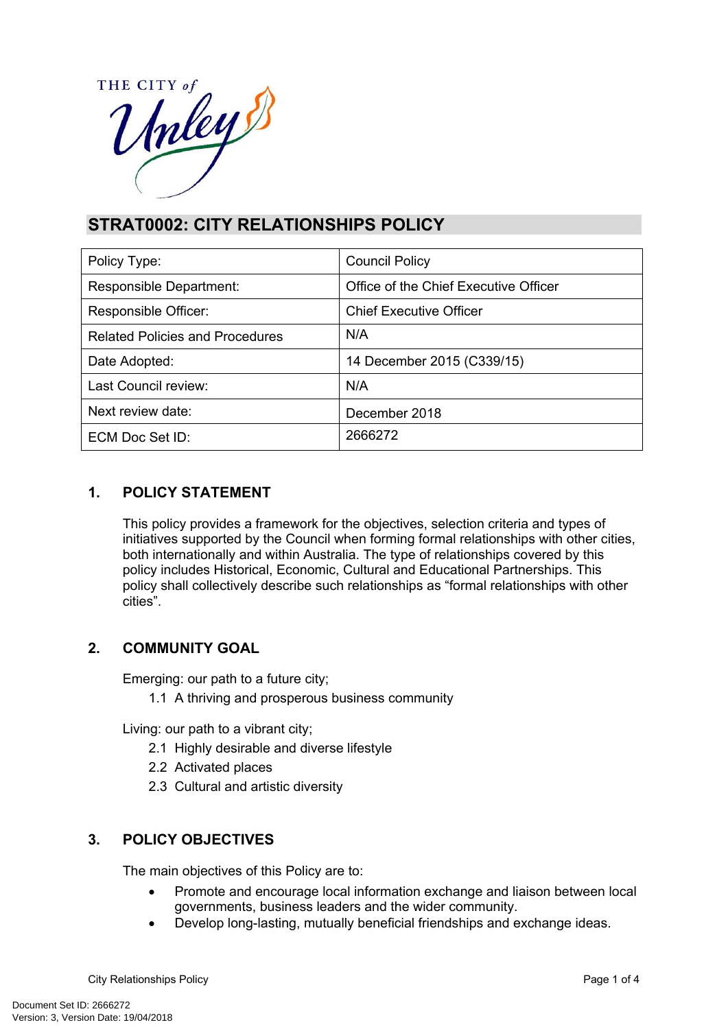# STRAT0002: CITY RELATIONSHIPS POLICY

| Policy Type: | Council Policy |
|---|---|
| Responsible Department: | Office of the Chief Executive Officer |
| Responsible Officer: | Chief Executive Officer |
| Related Policies and Procedures | N/A |
| Date Adopted: | 14 December 2015 (C339/15) |
| Last Council review: | N/A |
| Next review date: | December 2018 |
| ECM Doc Set ID: | 2666272 |

## 1. POLICY STATEMENT

This policy provides a framework for the objectives, selection criteria and types of initiatives supported by the Council when forming formal relationships with other cities, both internationally and within Australia. The type of relationships covered by this policy includes Historical, Economic, Cultural and Educational Partnerships. This policy shall collectively describe such relationships as "formal relationships with other cities".

## 2. COMMUNITY GOAL

Emerging: our path to a future city;

- 1.1 A thriving and prosperous business community

Living: our path to a vibrant city;

- 2.1 Highly desirable and diverse lifestyle
- 2.2 Activated places
- 2.3 Cultural and artistic diversity

## 3. POLICY OBJECTIVES

The main objectives of this Policy are to:

- Promote and encourage local information exchange and liaison between local governments, business leaders and the wider community.
- Develop long-lasting, mutually beneficial friendships and exchange ideas.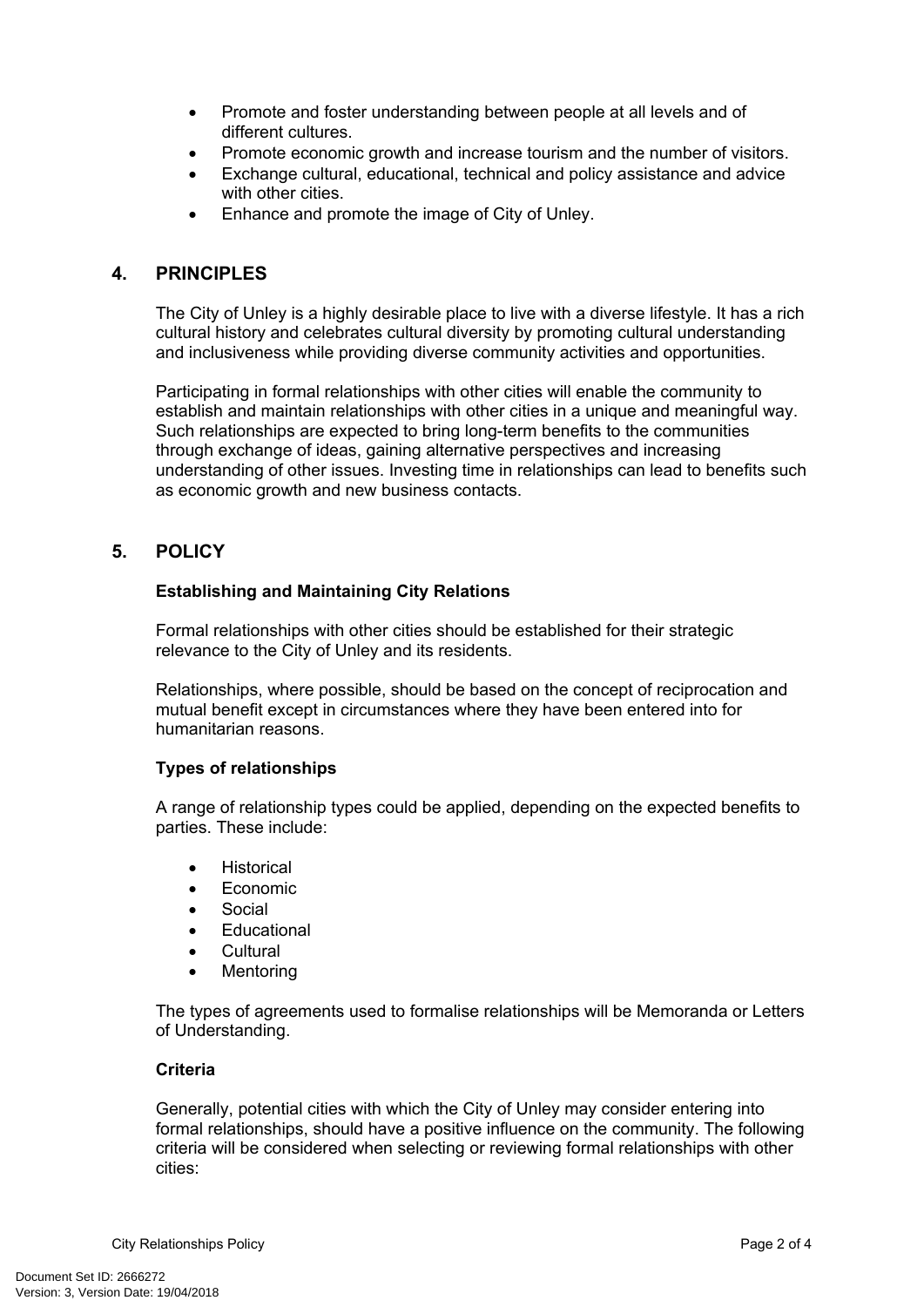- Promote and foster understanding between people at all levels and of different cultures.
- Promote economic growth and increase tourism and the number of visitors.
- Exchange cultural, educational, technical and policy assistance and advice with other cities.
- Enhance and promote the image of City of Unley.

## 4. PRINCIPLES

The City of Unley is a highly desirable place to live with a diverse lifestyle. It has a rich cultural history and celebrates cultural diversity by promoting cultural understanding and inclusiveness while providing diverse community activities and opportunities.

Participating in formal relationships with other cities will enable the community to establish and maintain relationships with other cities in a unique and meaningful way. Such relationships are expected to bring long-term benefits to the communities through exchange of ideas, gaining alternative perspectives and increasing understanding of other issues. Investing time in relationships can lead to benefits such as economic growth and new business contacts.

## 5. POLICY

**Establishing and Maintaining City Relations**

Formal relationships with other cities should be established for their strategic relevance to the City of Unley and its residents.

Relationships, where possible, should be based on the concept of reciprocation and mutual benefit except in circumstances where they have been entered into for humanitarian reasons.

**Types of relationships**

A range of relationship types could be applied, depending on the expected benefits to parties. These include:

- Historical
- Economic
- Social
- Educational
- Cultural
- Mentoring

The types of agreements used to formalise relationships will be Memoranda or Letters of Understanding.

**Criteria**

Generally, potential cities with which the City of Unley may consider entering into formal relationships, should have a positive influence on the community. The following criteria will be considered when selecting or reviewing formal relationships with other cities: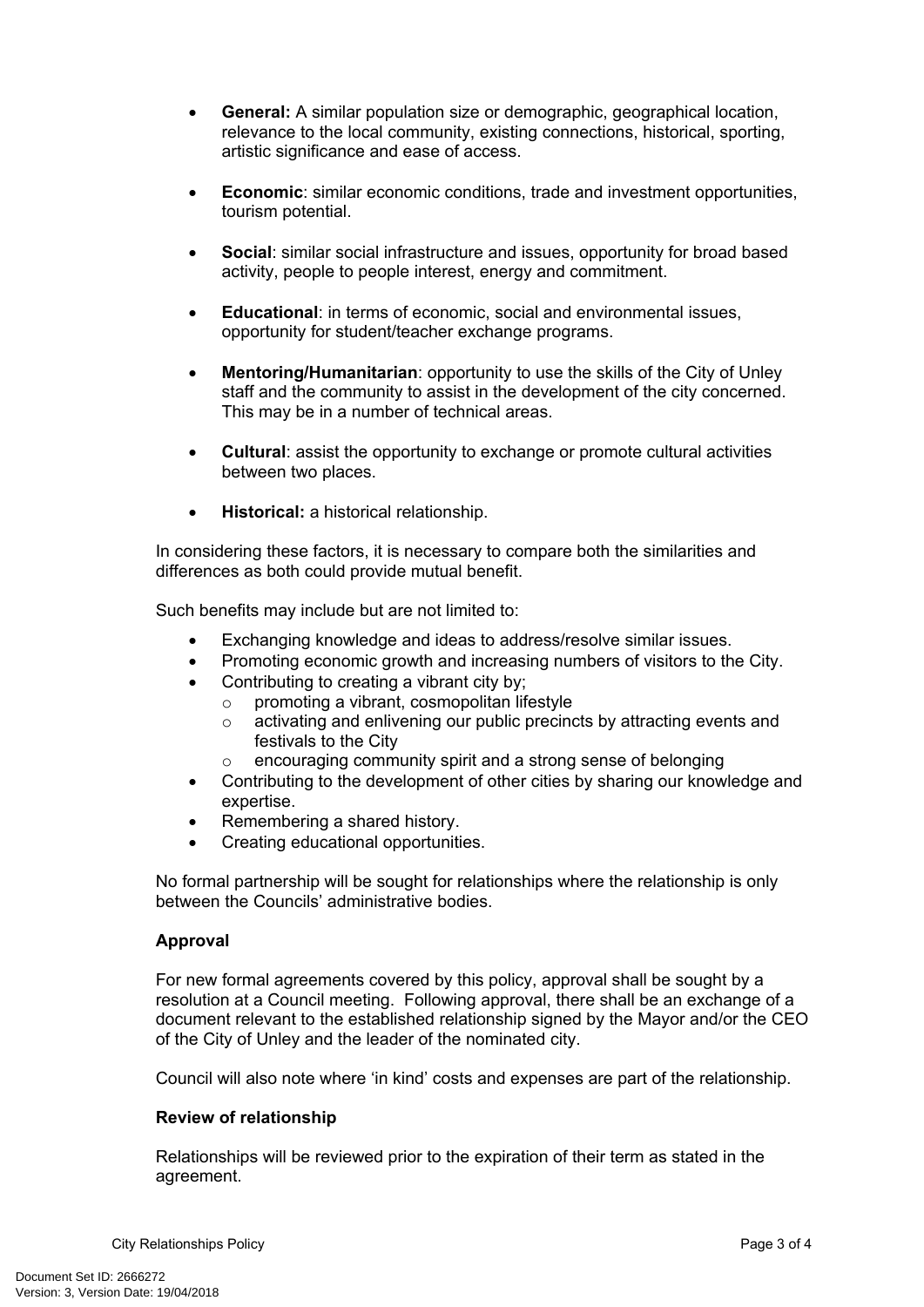- **General:** A similar population size or demographic, geographical location, relevance to the local community, existing connections, historical, sporting, artistic significance and ease of access.

- **Economic**: similar economic conditions, trade and investment opportunities, tourism potential.

- **Social**: similar social infrastructure and issues, opportunity for broad based activity, people to people interest, energy and commitment.

- **Educational**: in terms of economic, social and environmental issues, opportunity for student/teacher exchange programs.

- **Mentoring/Humanitarian**: opportunity to use the skills of the City of Unley staff and the community to assist in the development of the city concerned. This may be in a number of technical areas.

- **Cultural**: assist the opportunity to exchange or promote cultural activities between two places.

- **Historical:** a historical relationship.

In considering these factors, it is necessary to compare both the similarities and differences as both could provide mutual benefit.

Such benefits may include but are not limited to:

- Exchanging knowledge and ideas to address/resolve similar issues.
- Promoting economic growth and increasing numbers of visitors to the City.
- Contributing to creating a vibrant city by;
  - promoting a vibrant, cosmopolitan lifestyle
  - activating and enlivening our public precincts by attracting events and festivals to the City
  - encouraging community spirit and a strong sense of belonging
- Contributing to the development of other cities by sharing our knowledge and expertise.
- Remembering a shared history.
- Creating educational opportunities.

No formal partnership will be sought for relationships where the relationship is only between the Councils' administrative bodies.

**Approval**

For new formal agreements covered by this policy, approval shall be sought by a resolution at a Council meeting. Following approval, there shall be an exchange of a document relevant to the established relationship signed by the Mayor and/or the CEO of the City of Unley and the leader of the nominated city.

Council will also note where 'in kind' costs and expenses are part of the relationship.

**Review of relationship**

Relationships will be reviewed prior to the expiration of their term as stated in the agreement.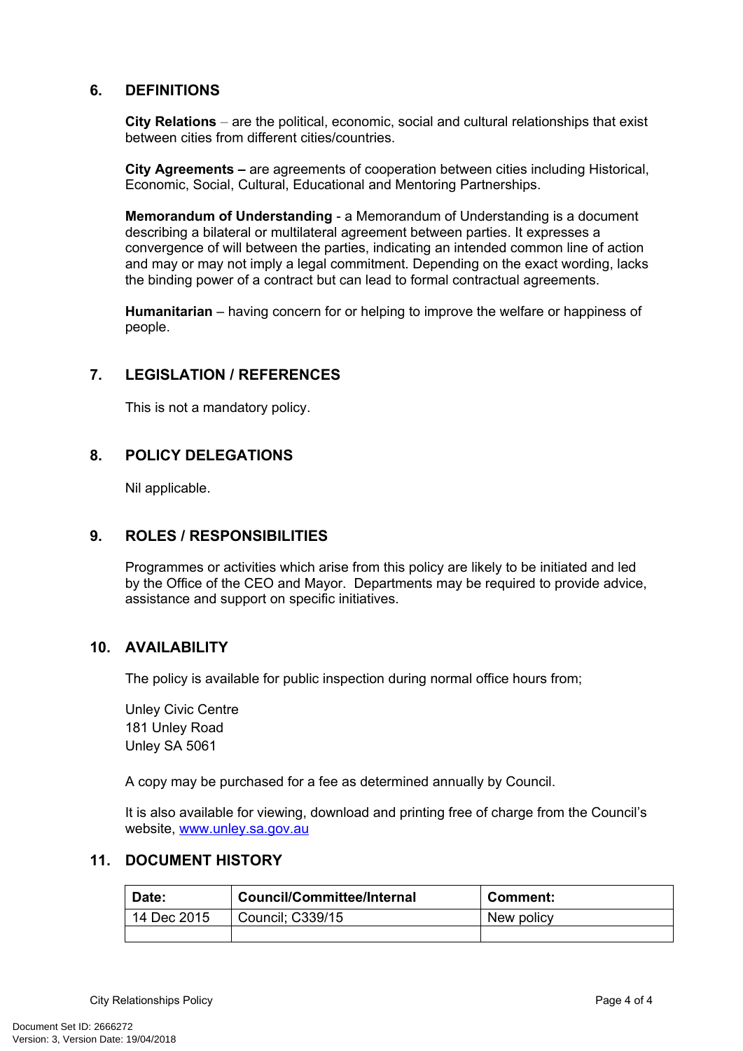## 6. DEFINITIONS

**City Relations** – are the political, economic, social and cultural relationships that exist between cities from different cities/countries.

**City Agreements –** are agreements of cooperation between cities including Historical, Economic, Social, Cultural, Educational and Mentoring Partnerships.

**Memorandum of Understanding** - a Memorandum of Understanding is a document describing a bilateral or multilateral agreement between parties. It expresses a convergence of will between the parties, indicating an intended common line of action and may or may not imply a legal commitment. Depending on the exact wording, lacks the binding power of a contract but can lead to formal contractual agreements.

**Humanitarian** – having concern for or helping to improve the welfare or happiness of people.

## 7. LEGISLATION / REFERENCES

This is not a mandatory policy.

## 8. POLICY DELEGATIONS

Nil applicable.

## 9. ROLES / RESPONSIBILITIES

Programmes or activities which arise from this policy are likely to be initiated and led by the Office of the CEO and Mayor. Departments may be required to provide advice, assistance and support on specific initiatives.

## 10. AVAILABILITY

The policy is available for public inspection during normal office hours from;

Unley Civic Centre
181 Unley Road
Unley SA 5061

A copy may be purchased for a fee as determined annually by Council.

It is also available for viewing, download and printing free of charge from the Council's website, [www.unley.sa.gov.au](http://www.unley.sa.gov.au)

## 11. DOCUMENT HISTORY

| Date: | Council/Committee/Internal | Comment: |
|---|---|---|
| 14 Dec 2015 | Council; C339/15 | New policy |
| | | |

Document Set ID: 2666272
Version: 3, Version Date: 19/04/2018